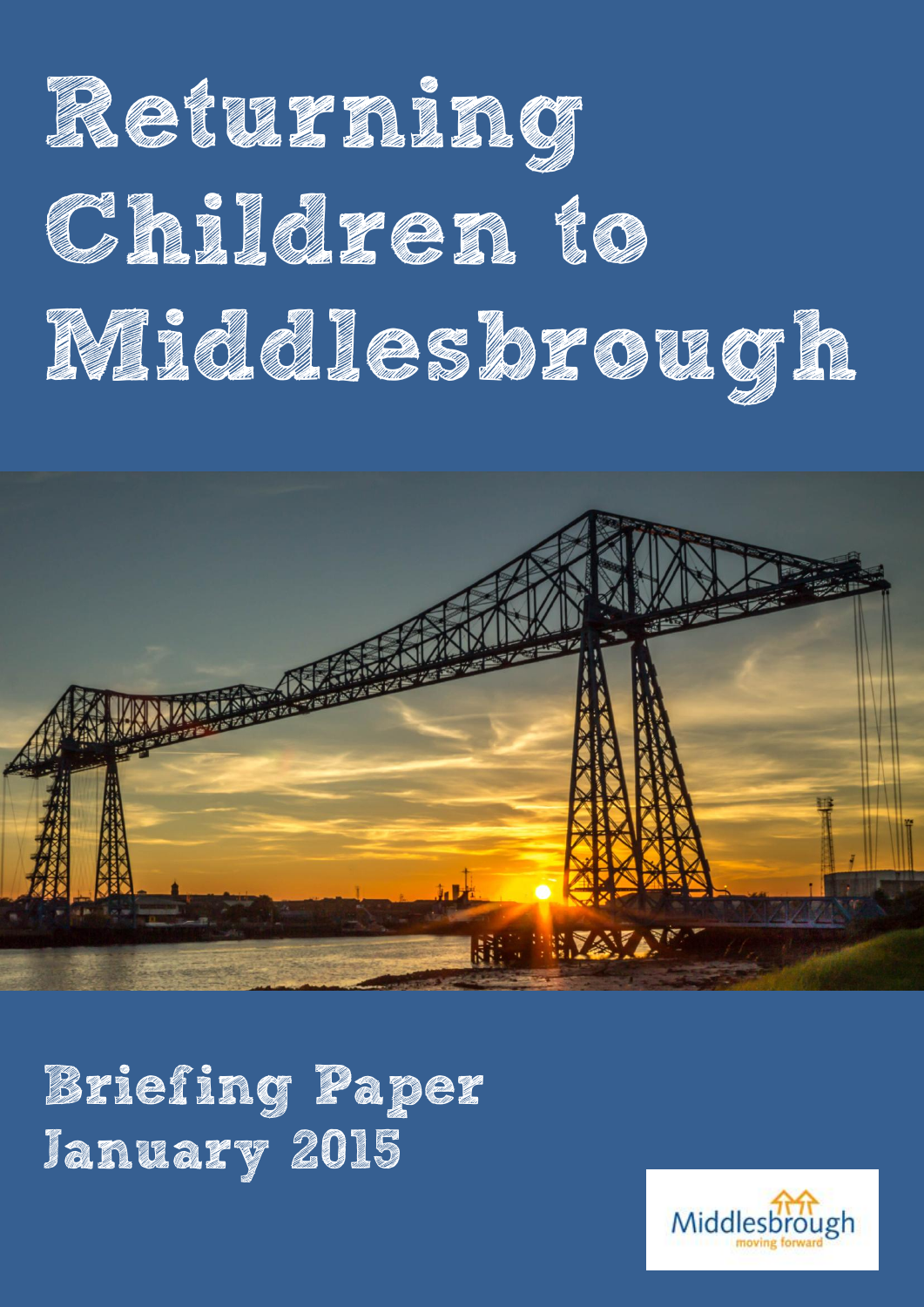# Returning Children to Middlesbrough

## Briefing Paper January 2015

Middlesbrough
moving forward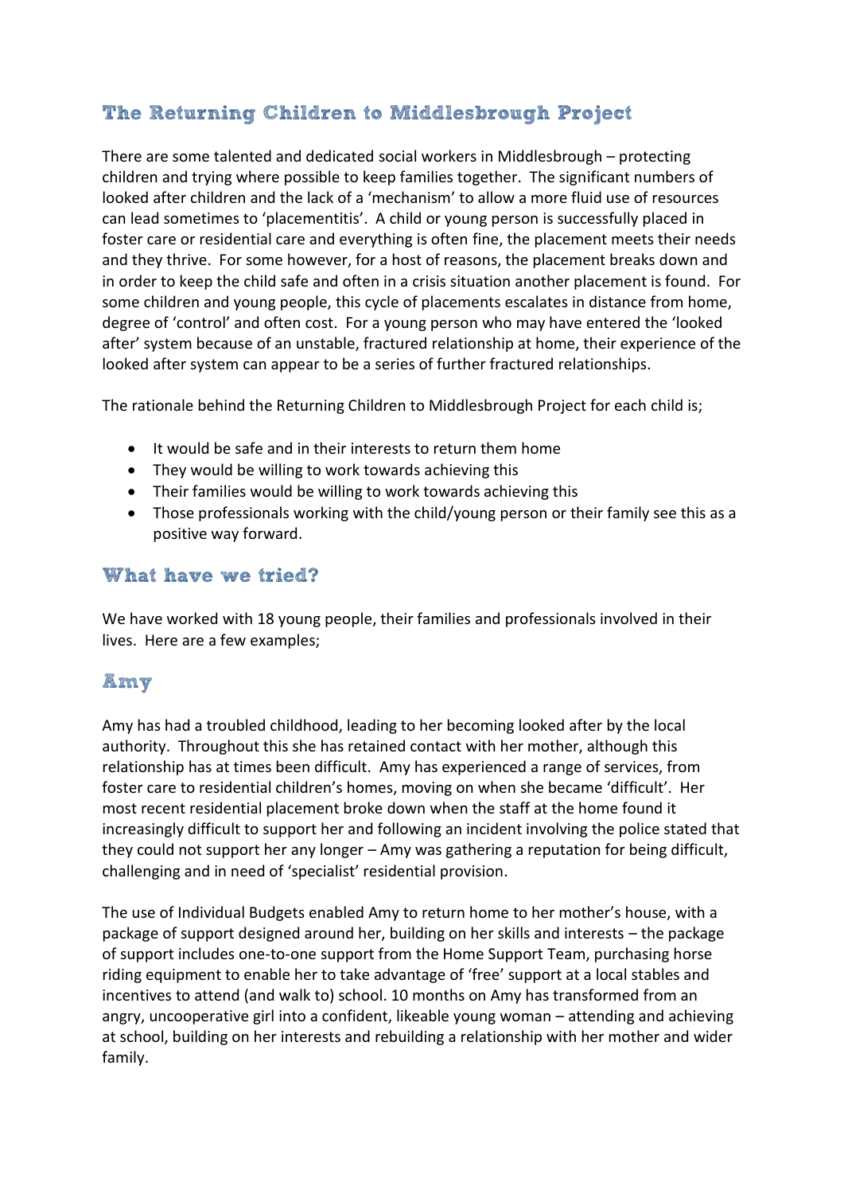## The Returning Children to Middlesbrough Project

There are some talented and dedicated social workers in Middlesbrough – protecting children and trying where possible to keep families together. The significant numbers of looked after children and the lack of a 'mechanism' to allow a more fluid use of resources can lead sometimes to 'placementitis'. A child or young person is successfully placed in foster care or residential care and everything is often fine, the placement meets their needs and they thrive. For some however, for a host of reasons, the placement breaks down and in order to keep the child safe and often in a crisis situation another placement is found. For some children and young people, this cycle of placements escalates in distance from home, degree of 'control' and often cost. For a young person who may have entered the 'looked after' system because of an unstable, fractured relationship at home, their experience of the looked after system can appear to be a series of further fractured relationships.

The rationale behind the Returning Children to Middlesbrough Project for each child is;

- It would be safe and in their interests to return them home
- They would be willing to work towards achieving this
- Their families would be willing to work towards achieving this
- Those professionals working with the child/young person or their family see this as a positive way forward.

## What have we tried?

We have worked with 18 young people, their families and professionals involved in their lives. Here are a few examples;

## Amy

Amy has had a troubled childhood, leading to her becoming looked after by the local authority. Throughout this she has retained contact with her mother, although this relationship has at times been difficult. Amy has experienced a range of services, from foster care to residential children's homes, moving on when she became 'difficult'. Her most recent residential placement broke down when the staff at the home found it increasingly difficult to support her and following an incident involving the police stated that they could not support her any longer – Amy was gathering a reputation for being difficult, challenging and in need of 'specialist' residential provision.

The use of Individual Budgets enabled Amy to return home to her mother's house, with a package of support designed around her, building on her skills and interests – the package of support includes one-to-one support from the Home Support Team, purchasing horse riding equipment to enable her to take advantage of 'free' support at a local stables and incentives to attend (and walk to) school. 10 months on Amy has transformed from an angry, uncooperative girl into a confident, likeable young woman – attending and achieving at school, building on her interests and rebuilding a relationship with her mother and wider family.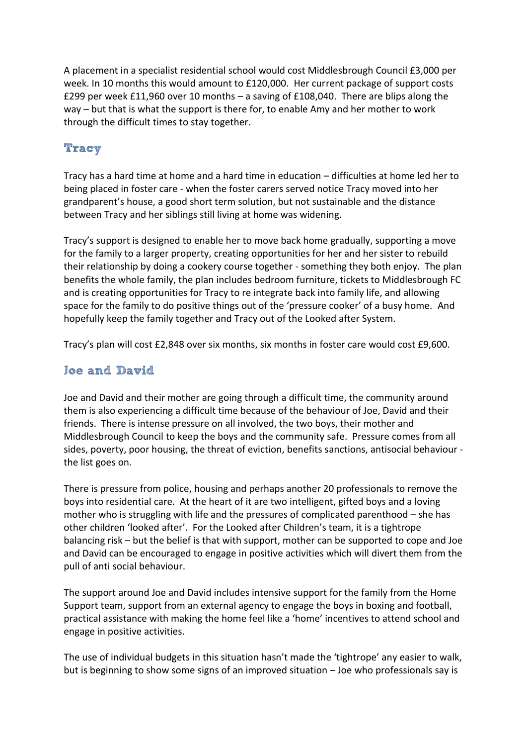A placement in a specialist residential school would cost Middlesbrough Council £3,000 per week. In 10 months this would amount to £120,000. Her current package of support costs £299 per week £11,960 over 10 months – a saving of £108,040. There are blips along the way – but that is what the support is there for, to enable Amy and her mother to work through the difficult times to stay together.

## Tracy

Tracy has a hard time at home and a hard time in education – difficulties at home led her to being placed in foster care - when the foster carers served notice Tracy moved into her grandparent's house, a good short term solution, but not sustainable and the distance between Tracy and her siblings still living at home was widening.

Tracy's support is designed to enable her to move back home gradually, supporting a move for the family to a larger property, creating opportunities for her and her sister to rebuild their relationship by doing a cookery course together - something they both enjoy. The plan benefits the whole family, the plan includes bedroom furniture, tickets to Middlesbrough FC and is creating opportunities for Tracy to re integrate back into family life, and allowing space for the family to do positive things out of the 'pressure cooker' of a busy home. And hopefully keep the family together and Tracy out of the Looked after System.

Tracy's plan will cost £2,848 over six months, six months in foster care would cost £9,600.

## Joe and David

Joe and David and their mother are going through a difficult time, the community around them is also experiencing a difficult time because of the behaviour of Joe, David and their friends. There is intense pressure on all involved, the two boys, their mother and Middlesbrough Council to keep the boys and the community safe. Pressure comes from all sides, poverty, poor housing, the threat of eviction, benefits sanctions, antisocial behaviour - the list goes on.

There is pressure from police, housing and perhaps another 20 professionals to remove the boys into residential care. At the heart of it are two intelligent, gifted boys and a loving mother who is struggling with life and the pressures of complicated parenthood – she has other children 'looked after'. For the Looked after Children's team, it is a tightrope balancing risk – but the belief is that with support, mother can be supported to cope and Joe and David can be encouraged to engage in positive activities which will divert them from the pull of anti social behaviour.

The support around Joe and David includes intensive support for the family from the Home Support team, support from an external agency to engage the boys in boxing and football, practical assistance with making the home feel like a 'home' incentives to attend school and engage in positive activities.

The use of individual budgets in this situation hasn't made the 'tightrope' any easier to walk, but is beginning to show some signs of an improved situation – Joe who professionals say is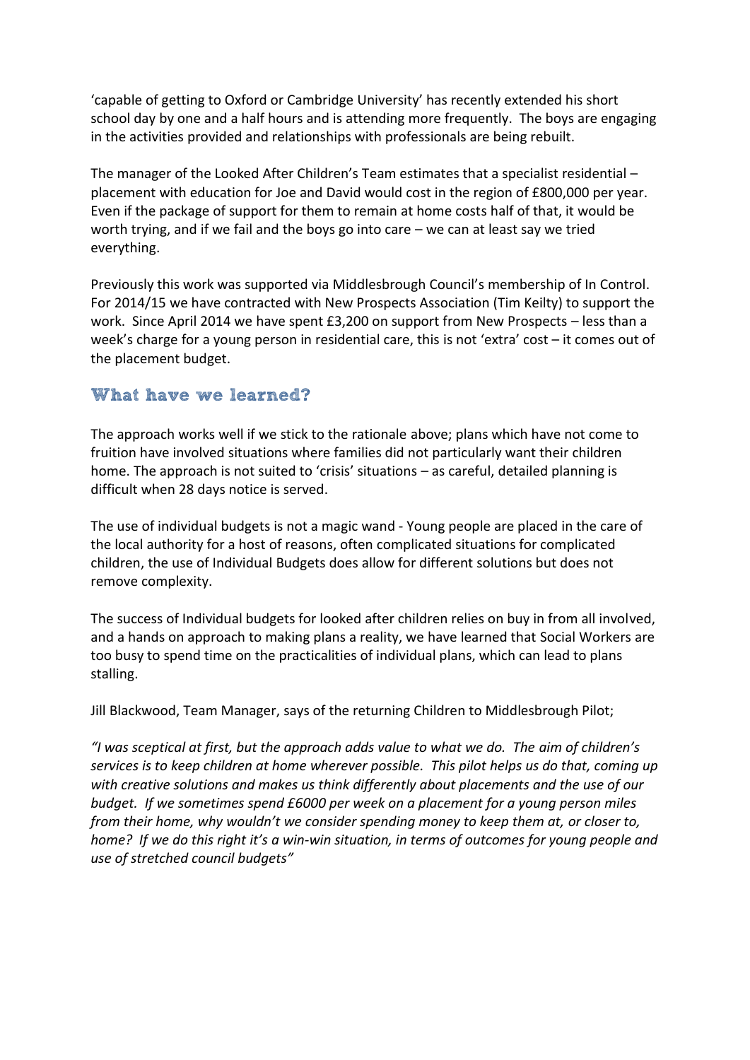'capable of getting to Oxford or Cambridge University' has recently extended his short school day by one and a half hours and is attending more frequently. The boys are engaging in the activities provided and relationships with professionals are being rebuilt.

The manager of the Looked After Children's Team estimates that a specialist residential – placement with education for Joe and David would cost in the region of £800,000 per year. Even if the package of support for them to remain at home costs half of that, it would be worth trying, and if we fail and the boys go into care – we can at least say we tried everything.

Previously this work was supported via Middlesbrough Council's membership of In Control. For 2014/15 we have contracted with New Prospects Association (Tim Keilty) to support the work. Since April 2014 we have spent £3,200 on support from New Prospects – less than a week's charge for a young person in residential care, this is not 'extra' cost – it comes out of the placement budget.

## What have we learned?

The approach works well if we stick to the rationale above; plans which have not come to fruition have involved situations where families did not particularly want their children home. The approach is not suited to 'crisis' situations – as careful, detailed planning is difficult when 28 days notice is served.

The use of individual budgets is not a magic wand - Young people are placed in the care of the local authority for a host of reasons, often complicated situations for complicated children, the use of Individual Budgets does allow for different solutions but does not remove complexity.

The success of Individual budgets for looked after children relies on buy in from all involved, and a hands on approach to making plans a reality, we have learned that Social Workers are too busy to spend time on the practicalities of individual plans, which can lead to plans stalling.

Jill Blackwood, Team Manager, says of the returning Children to Middlesbrough Pilot;

*"I was sceptical at first, but the approach adds value to what we do. The aim of children's services is to keep children at home wherever possible. This pilot helps us do that, coming up with creative solutions and makes us think differently about placements and the use of our budget. If we sometimes spend £6000 per week on a placement for a young person miles from their home, why wouldn't we consider spending money to keep them at, or closer to, home? If we do this right it's a win-win situation, in terms of outcomes for young people and use of stretched council budgets"*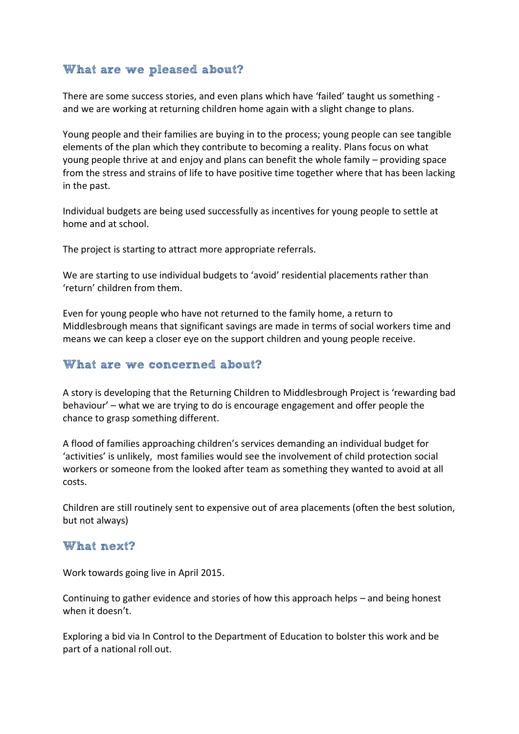## What are we pleased about?

There are some success stories, and even plans which have 'failed' taught us something - and we are working at returning children home again with a slight change to plans.

Young people and their families are buying in to the process; young people can see tangible elements of the plan which they contribute to becoming a reality. Plans focus on what young people thrive at and enjoy and plans can benefit the whole family – providing space from the stress and strains of life to have positive time together where that has been lacking in the past.

Individual budgets are being used successfully as incentives for young people to settle at home and at school.

The project is starting to attract more appropriate referrals.

We are starting to use individual budgets to 'avoid' residential placements rather than 'return' children from them.

Even for young people who have not returned to the family home, a return to Middlesbrough means that significant savings are made in terms of social workers time and means we can keep a closer eye on the support children and young people receive.

## What are we concerned about?

A story is developing that the Returning Children to Middlesbrough Project is 'rewarding bad behaviour' – what we are trying to do is encourage engagement and offer people the chance to grasp something different.

A flood of families approaching children's services demanding an individual budget for 'activities' is unlikely, most families would see the involvement of child protection social workers or someone from the looked after team as something they wanted to avoid at all costs.

Children are still routinely sent to expensive out of area placements (often the best solution, but not always)

## What next?

Work towards going live in April 2015.

Continuing to gather evidence and stories of how this approach helps – and being honest when it doesn't.

Exploring a bid via In Control to the Department of Education to bolster this work and be part of a national roll out.